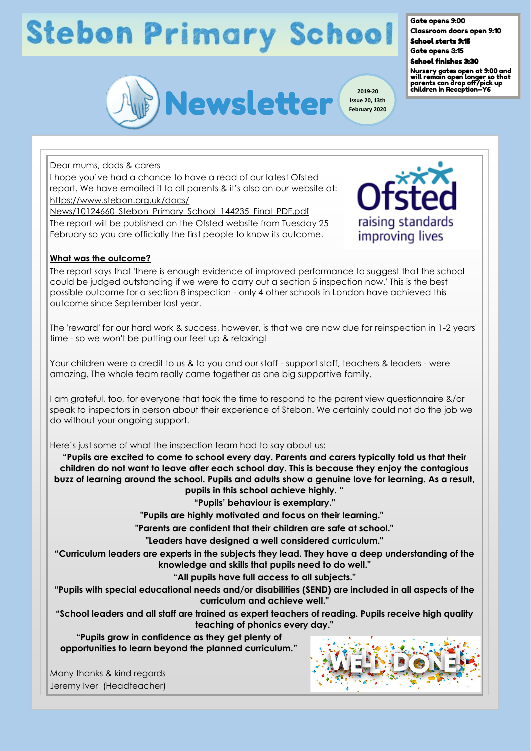# Stebon Primary School

## Newsletter

2019-20
Issue 20, 13th February 2020

**Gate opens 9:00**
**Classroom doors open 9:10**
**School starts 9:15**
**Gate opens 3:15**
**School finishes 3:30**
**Nursery gates open at 9:00 and will remain open longer so that parents can drop off/pick up children in Reception—Y6**

Dear mums, dads & carers

I hope you've had a chance to have a read of our latest Ofsted report. We have emailed it to all parents & it's also on our website at: https://www.stebon.org.uk/docs/News/10124660_Stebon_Primary_School_144235_Final_PDF.pdf

The report will be published on the Ofsted website from Tuesday 25 February so you are officially the first people to know its outcome.

Ofsted
raising standards
improving lives

**What was the outcome?**

The report says that 'there is enough evidence of improved performance to suggest that the school could be judged outstanding if we were to carry out a section 5 inspection now.' This is the best possible outcome for a section 8 inspection - only 4 other schools in London have achieved this outcome since September last year.

The 'reward' for our hard work & success, however, is that we are now due for reinspection in 1-2 years' time - so we won't be putting our feet up & relaxing!

Your children were a credit to us & to you and our staff - support staff, teachers & leaders - were amazing. The whole team really came together as one big supportive family.

I am grateful, too, for everyone that took the time to respond to the parent view questionnaire &/or speak to inspectors in person about their experience of Stebon. We certainly could not do the job we do without your ongoing support.

Here's just some of what the inspection team had to say about us:

**"Pupils are excited to come to school every day. Parents and carers typically told us that their children do not want to leave after each school day. This is because they enjoy the contagious buzz of learning around the school. Pupils and adults show a genuine love for learning. As a result, pupils in this school achieve highly. "**

**"Pupils' behaviour is exemplary."**

**"Pupils are highly motivated and focus on their learning."**

**"Parents are confident that their children are safe at school."**

**"Leaders have designed a well considered curriculum."**

**"Curriculum leaders are experts in the subjects they lead. They have a deep understanding of the knowledge and skills that pupils need to do well."**

**"All pupils have full access to all subjects."**

**"Pupils with special educational needs and/or disabilities (SEND) are included in all aspects of the curriculum and achieve well."**

**"School leaders and all staff are trained as expert teachers of reading. Pupils receive high quality teaching of phonics every day."**

**"Pupils grow in confidence as they get plenty of opportunities to learn beyond the planned curriculum."**

WELL DONE!

Many thanks & kind regards
Jeremy Iver (Headteacher)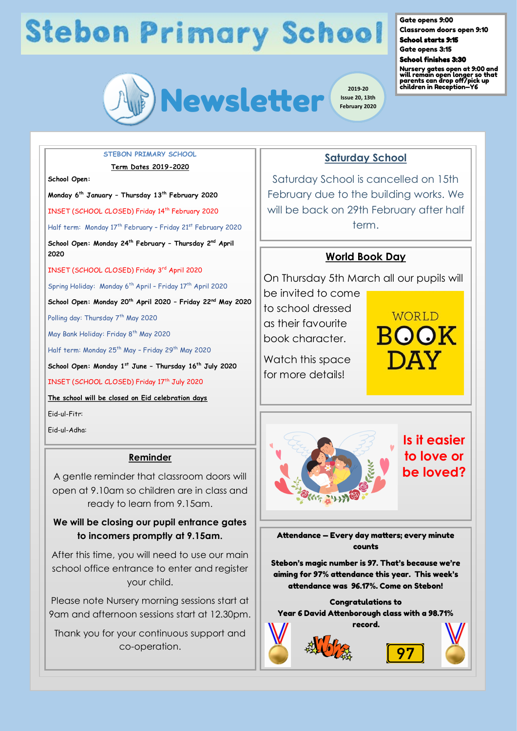# Stebon Primary School

**Gate opens 9:00**
**Classroom doors open 9:10**
**School starts 9:15**
**Gate opens 3:15**
**School finishes 3:30**
**Nursery gates open at 9:00 and will remain open longer so that parents can drop off/pick up children in Reception–Y6**

# Newsletter

2019-20
Issue 20, 13th February 2020

STEBON PRIMARY SCHOOL

**Term Dates 2019-2020**

**School Open:**

**Monday 6th January – Thursday 13th February 2020**

INSET (SCHOOL CLOSED) Friday 14th February 2020

Half term: Monday 17th February – Friday 21st February 2020

**School Open: Monday 24th February – Thursday 2nd April 2020**

INSET (SCHOOL CLOSED) Friday 3rd April 2020

Spring Holiday: Monday 6th April – Friday 17th April 2020

**School Open: Monday 20th April 2020 – Friday 22nd May 2020**

Polling day: Thursday 7th May 2020

May Bank Holiday: Friday 8th May 2020

Half term: Monday 25th May – Friday 29th May 2020

**School Open: Monday 1st June – Thursday 16th July 2020**

INSET (SCHOOL CLOSED) Friday 17th July 2020

**The school will be closed on Eid celebration days**

Eid-ul-Fitr:

Eid-ul-Adha:

## Reminder

A gentle reminder that classroom doors will open at 9.10am so children are in class and ready to learn from 9.15am.

**We will be closing our pupil entrance gates to incomers promptly at 9.15am.**

After this time, you will need to use our main school office entrance to enter and register your child.

Please note Nursery morning sessions start at 9am and afternoon sessions start at 12.30pm.

Thank you for your continuous support and co-operation.

## Saturday School

Saturday School is cancelled on 15th February due to the building works. We will be back on 29th February after half term.

## World Book Day

On Thursday 5th March all our pupils will be invited to come to school dressed as their favourite book character.

Watch this space for more details!

WORLD BOOK DAY

**Is it easier to love or be loved?**

**Attendance – Every day matters; every minute counts**

**Stebon's magic number is 97. That's because we're aiming for 97% attendance this year. This week's attendance was 96.17%. Come on Stebon!**

**Congratulations to**
**Year 6 David Attenborough class with a 98.71% record.**

Wow

97